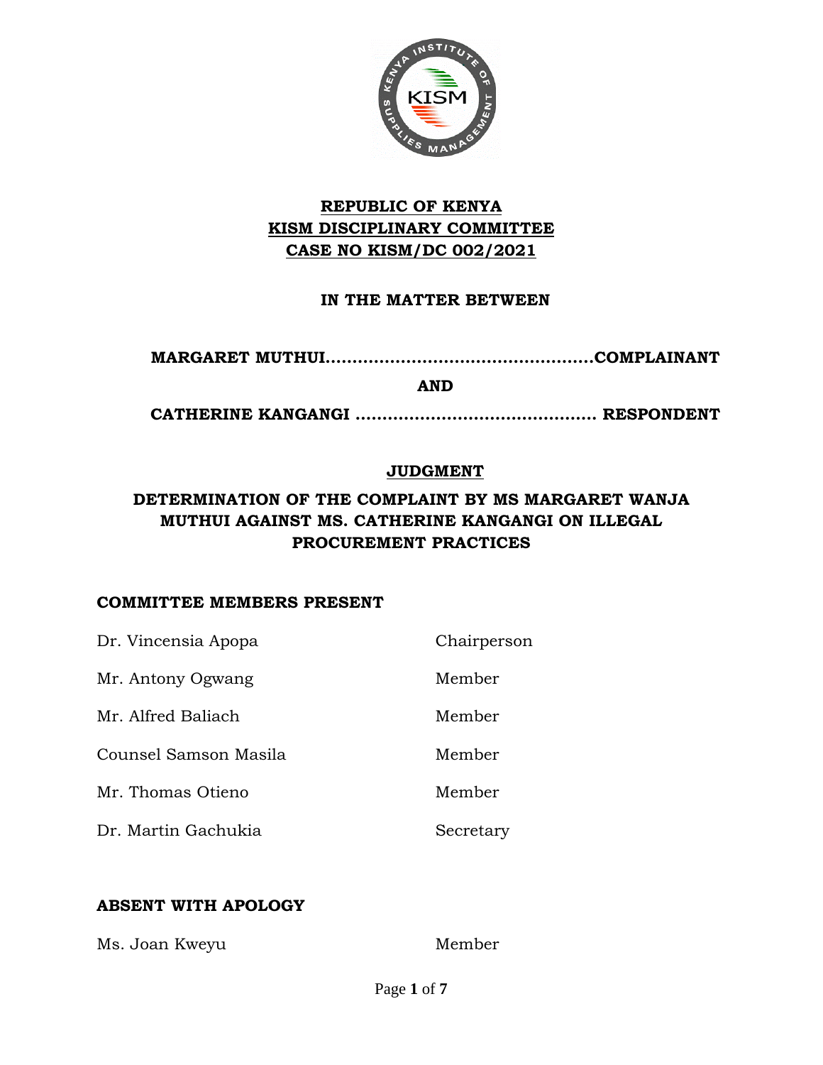**REPUBLIC OF KENYA**
**KISM DISCIPLINARY COMMITTEE**
**CASE NO KISM/DC 002/2021**

**IN THE MATTER BETWEEN**

**MARGARET MUTHUI..................................................COMPLAINANT**

**AND**

**CATHERINE KANGANGI ............................................ RESPONDENT**

# JUDGMENT

## DETERMINATION OF THE COMPLAINT BY MS MARGARET WANJA MUTHUI AGAINST MS. CATHERINE KANGANGI ON ILLEGAL PROCUREMENT PRACTICES

### COMMITTEE MEMBERS PRESENT

| | |
|---|---|
| Dr. Vincensia Apopa | Chairperson |
| Mr. Antony Ogwang | Member |
| Mr. Alfred Baliach | Member |
| Counsel Samson Masila | Member |
| Mr. Thomas Otieno | Member |
| Dr. Martin Gachukia | Secretary |

### ABSENT WITH APOLOGY

| | |
|---|---|
| Ms. Joan Kweyu | Member |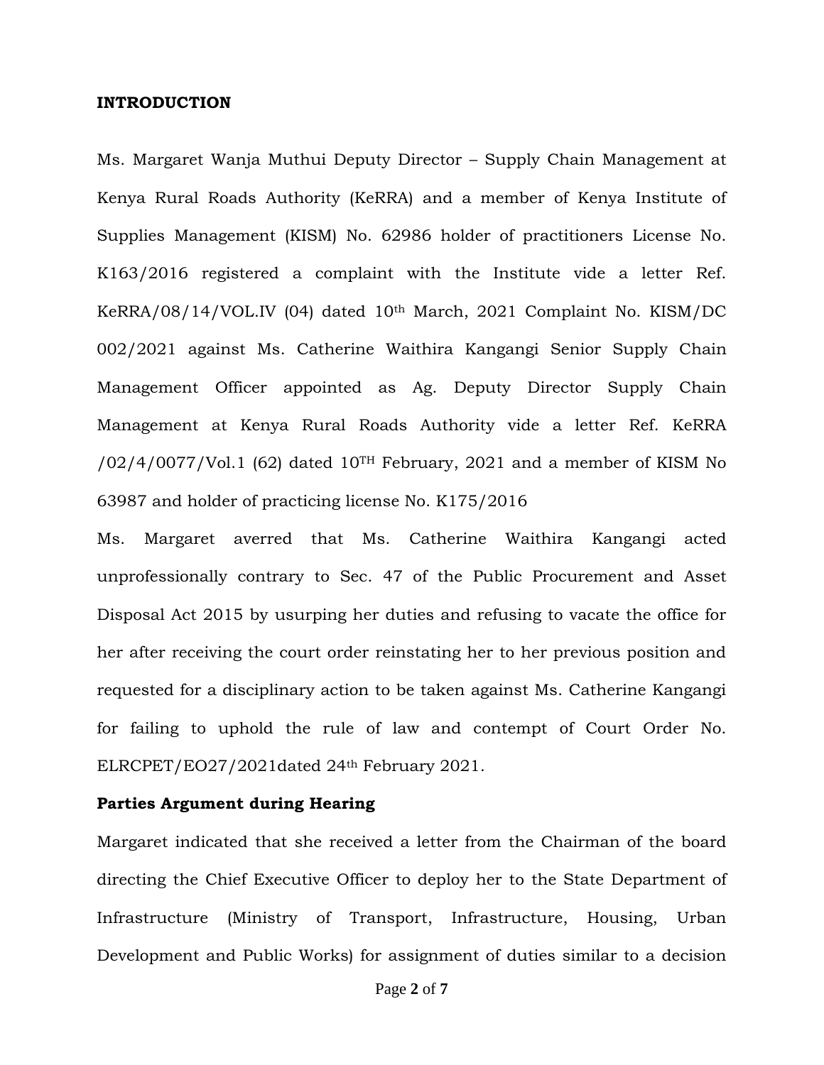**INTRODUCTION**

Ms. Margaret Wanja Muthui Deputy Director – Supply Chain Management at Kenya Rural Roads Authority (KeRRA) and a member of Kenya Institute of Supplies Management (KISM) No. 62986 holder of practitioners License No. K163/2016 registered a complaint with the Institute vide a letter Ref. KeRRA/08/14/VOL.IV (04) dated 10th March, 2021 Complaint No. KISM/DC 002/2021 against Ms. Catherine Waithira Kangangi Senior Supply Chain Management Officer appointed as Ag. Deputy Director Supply Chain Management at Kenya Rural Roads Authority vide a letter Ref. KeRRA /02/4/0077/Vol.1 (62) dated 10TH February, 2021 and a member of KISM No 63987 and holder of practicing license No. K175/2016

Ms. Margaret averred that Ms. Catherine Waithira Kangangi acted unprofessionally contrary to Sec. 47 of the Public Procurement and Asset Disposal Act 2015 by usurping her duties and refusing to vacate the office for her after receiving the court order reinstating her to her previous position and requested for a disciplinary action to be taken against Ms. Catherine Kangangi for failing to uphold the rule of law and contempt of Court Order No. ELRCPET/EO27/2021dated 24th February 2021.

**Parties Argument during Hearing**

Margaret indicated that she received a letter from the Chairman of the board directing the Chief Executive Officer to deploy her to the State Department of Infrastructure (Ministry of Transport, Infrastructure, Housing, Urban Development and Public Works) for assignment of duties similar to a decision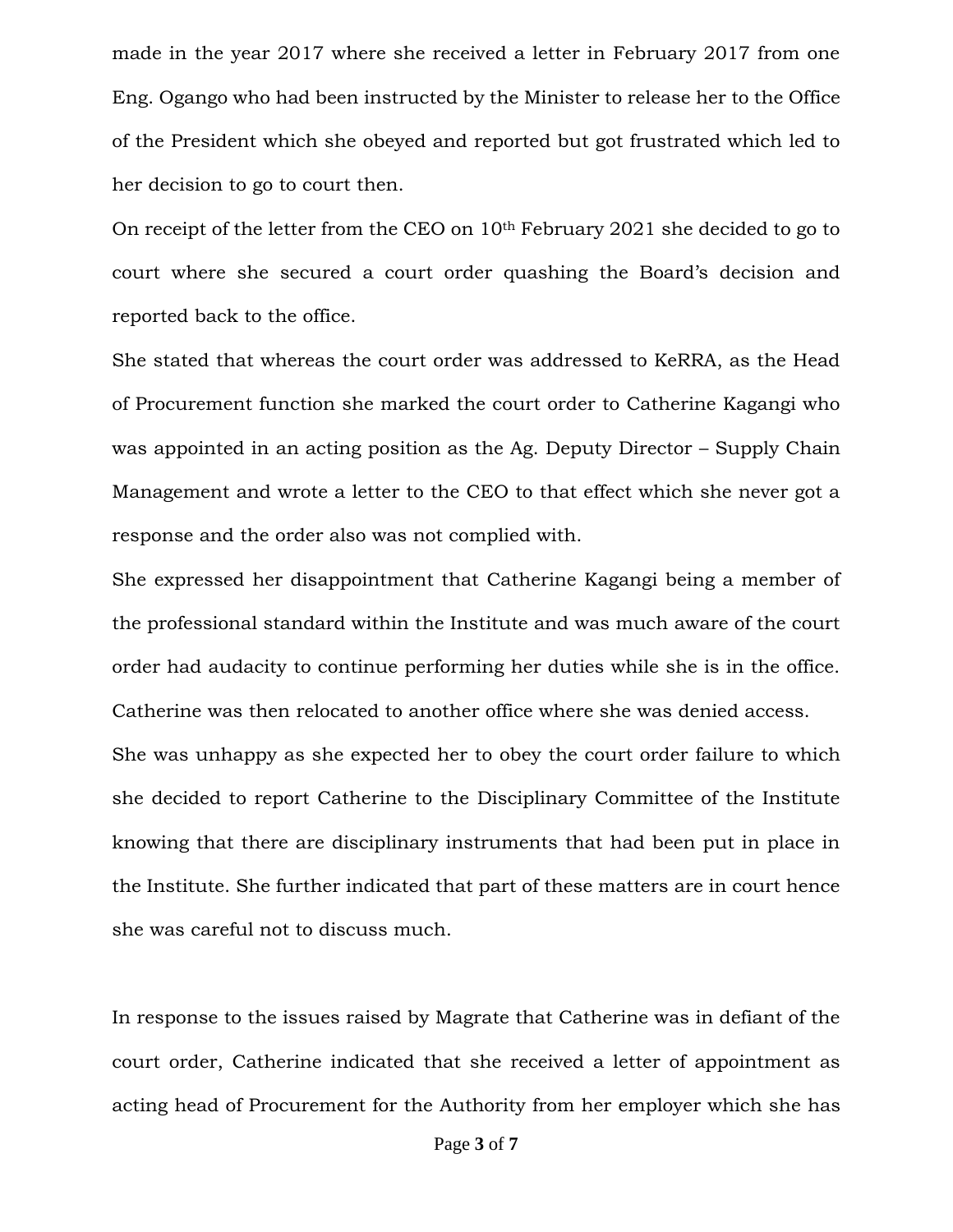made in the year 2017 where she received a letter in February 2017 from one Eng. Ogango who had been instructed by the Minister to release her to the Office of the President which she obeyed and reported but got frustrated which led to her decision to go to court then.

On receipt of the letter from the CEO on 10th February 2021 she decided to go to court where she secured a court order quashing the Board's decision and reported back to the office.

She stated that whereas the court order was addressed to KeRRA, as the Head of Procurement function she marked the court order to Catherine Kagangi who was appointed in an acting position as the Ag. Deputy Director – Supply Chain Management and wrote a letter to the CEO to that effect which she never got a response and the order also was not complied with.

She expressed her disappointment that Catherine Kagangi being a member of the professional standard within the Institute and was much aware of the court order had audacity to continue performing her duties while she is in the office. Catherine was then relocated to another office where she was denied access.

She was unhappy as she expected her to obey the court order failure to which she decided to report Catherine to the Disciplinary Committee of the Institute knowing that there are disciplinary instruments that had been put in place in the Institute. She further indicated that part of these matters are in court hence she was careful not to discuss much.

In response to the issues raised by Magrate that Catherine was in defiant of the court order, Catherine indicated that she received a letter of appointment as acting head of Procurement for the Authority from her employer which she has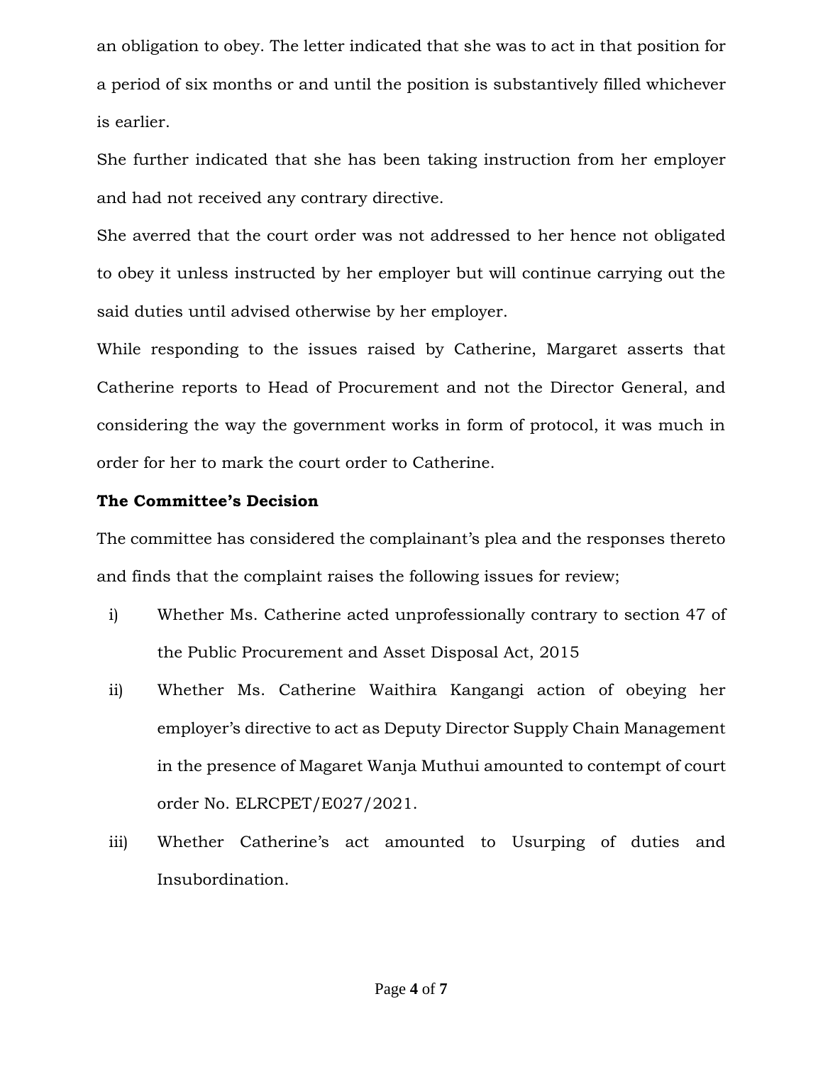an obligation to obey. The letter indicated that she was to act in that position for a period of six months or and until the position is substantively filled whichever is earlier.

She further indicated that she has been taking instruction from her employer and had not received any contrary directive.

She averred that the court order was not addressed to her hence not obligated to obey it unless instructed by her employer but will continue carrying out the said duties until advised otherwise by her employer.

While responding to the issues raised by Catherine, Margaret asserts that Catherine reports to Head of Procurement and not the Director General, and considering the way the government works in form of protocol, it was much in order for her to mark the court order to Catherine.

**The Committee's Decision**

The committee has considered the complainant's plea and the responses thereto and finds that the complaint raises the following issues for review;

i) Whether Ms. Catherine acted unprofessionally contrary to section 47 of the Public Procurement and Asset Disposal Act, 2015

ii) Whether Ms. Catherine Waithira Kangangi action of obeying her employer's directive to act as Deputy Director Supply Chain Management in the presence of Magaret Wanja Muthui amounted to contempt of court order No. ELRCPET/E027/2021.

iii) Whether Catherine's act amounted to Usurping of duties and Insubordination.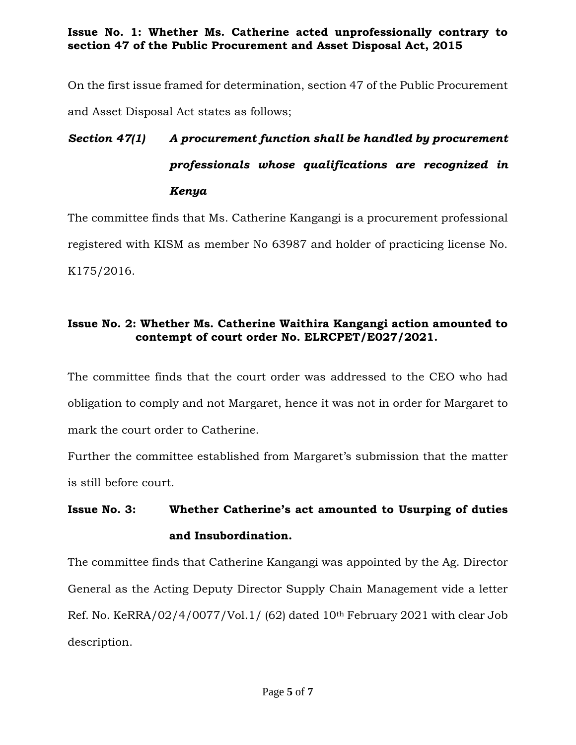**Issue No. 1: Whether Ms. Catherine acted unprofessionally contrary to section 47 of the Public Procurement and Asset Disposal Act, 2015**

On the first issue framed for determination, section 47 of the Public Procurement and Asset Disposal Act states as follows;

***Section 47(1) A procurement function shall be handled by procurement professionals whose qualifications are recognized in Kenya***

The committee finds that Ms. Catherine Kangangi is a procurement professional registered with KISM as member No 63987 and holder of practicing license No. K175/2016.

**Issue No. 2: Whether Ms. Catherine Waithira Kangangi action amounted to contempt of court order No. ELRCPET/E027/2021.**

The committee finds that the court order was addressed to the CEO who had obligation to comply and not Margaret, hence it was not in order for Margaret to mark the court order to Catherine.

Further the committee established from Margaret's submission that the matter is still before court.

**Issue No. 3: Whether Catherine's act amounted to Usurping of duties and Insubordination.**

The committee finds that Catherine Kangangi was appointed by the Ag. Director General as the Acting Deputy Director Supply Chain Management vide a letter Ref. No. KeRRA/02/4/0077/Vol.1/ (62) dated 10th February 2021 with clear Job description.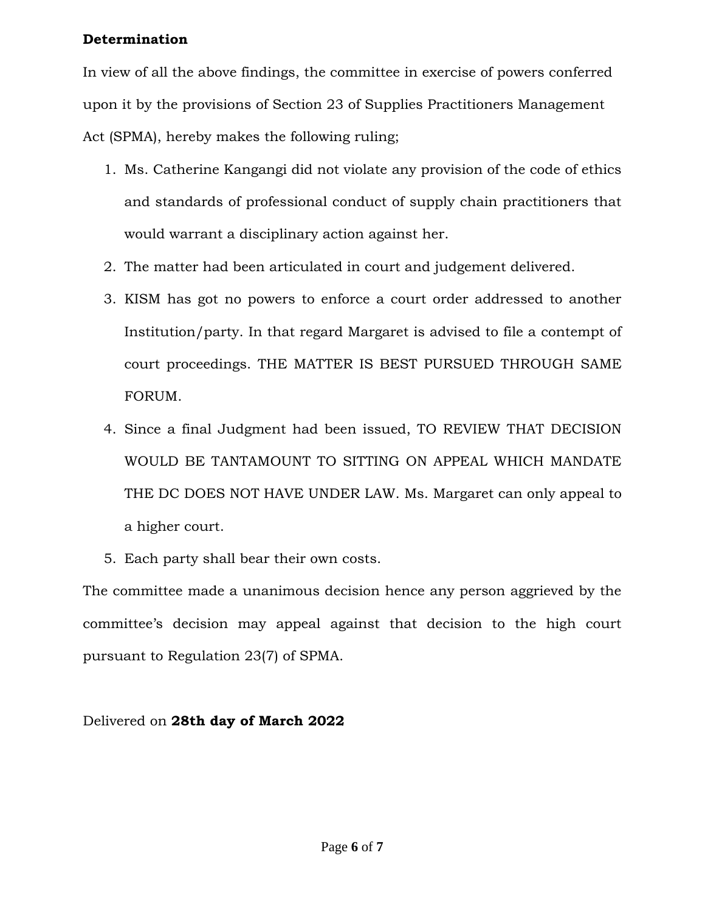**Determination**

In view of all the above findings, the committee in exercise of powers conferred upon it by the provisions of Section 23 of Supplies Practitioners Management Act (SPMA), hereby makes the following ruling;

1. Ms. Catherine Kangangi did not violate any provision of the code of ethics and standards of professional conduct of supply chain practitioners that would warrant a disciplinary action against her.
2. The matter had been articulated in court and judgement delivered.
3. KISM has got no powers to enforce a court order addressed to another Institution/party. In that regard Margaret is advised to file a contempt of court proceedings. THE MATTER IS BEST PURSUED THROUGH SAME FORUM.
4. Since a final Judgment had been issued, TO REVIEW THAT DECISION WOULD BE TANTAMOUNT TO SITTING ON APPEAL WHICH MANDATE THE DC DOES NOT HAVE UNDER LAW. Ms. Margaret can only appeal to a higher court.
5. Each party shall bear their own costs.

The committee made a unanimous decision hence any person aggrieved by the committee's decision may appeal against that decision to the high court pursuant to Regulation 23(7) of SPMA.

Delivered on **28th day of March 2022**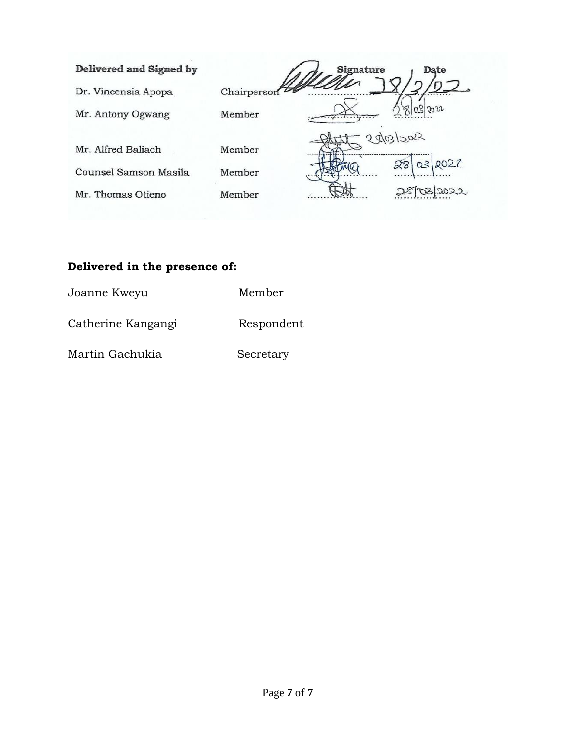| Delivered and Signed by | | Signature | Date |
|---|---|---|---|
| Dr. Vincensia Apopa | Chairperson | | 28/3/22 |
| Mr. Antony Ogwang | Member | | 28/03/2022 |
| Mr. Alfred Baliach | Member | | 28/03/2022 |
| Counsel Samson Masila | Member | | 28/03/2022 |
| Mr. Thomas Otieno | Member | | 28/03/2022 |

**Delivered in the presence of:**

| | |
|---|---|
| Joanne Kweyu | Member |
| Catherine Kangangi | Respondent |
| Martin Gachukia | Secretary |